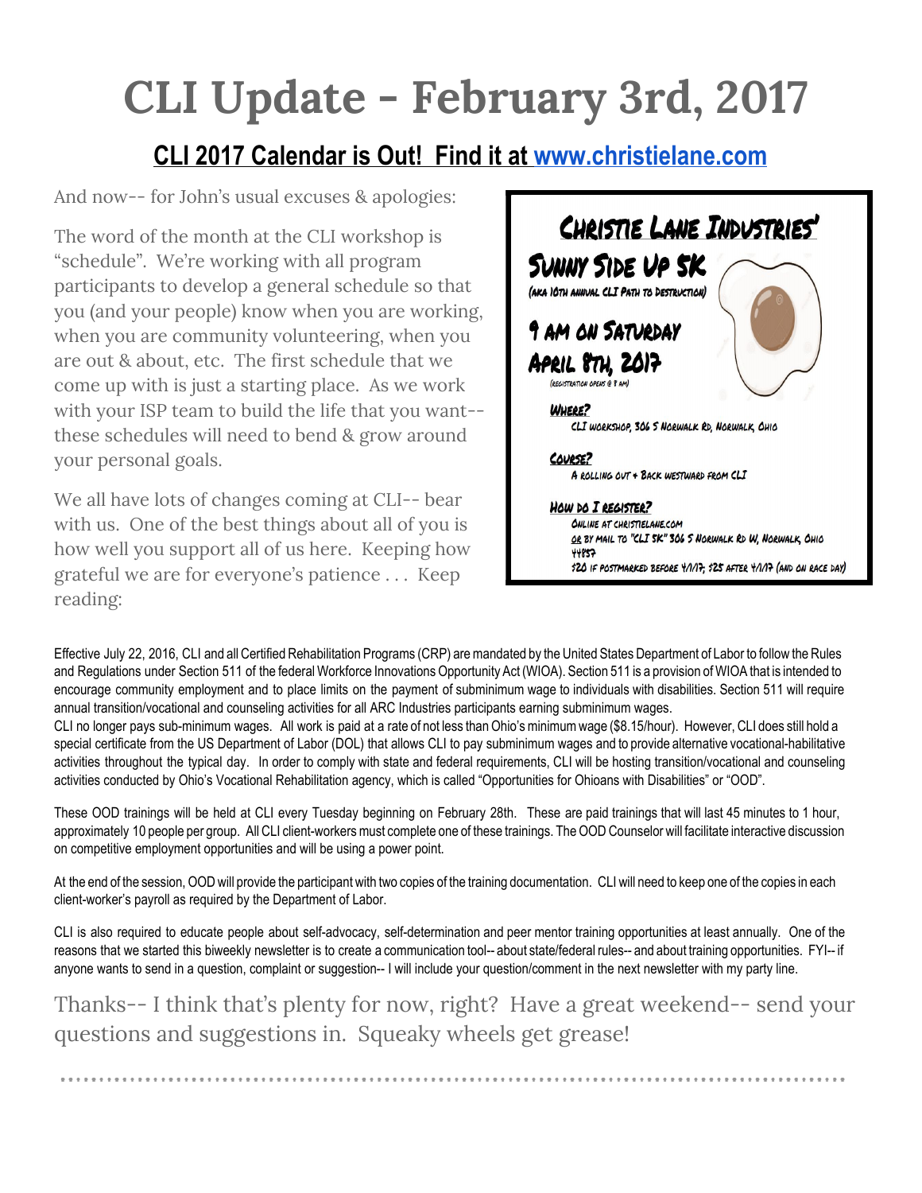# CLI Update - February 3rd, 2017

## CLI 2017 Calendar is Out! Find it at www.christielane.com

And now-- for John's usual excuses & apologies:

The word of the month at the CLI workshop is "schedule". We're working with all program participants to develop a general schedule so that you (and your people) know when you are working, when you are community volunteering, when you are out & about, etc. The first schedule that we come up with is just a starting place. As we work with your ISP team to build the life that you want-- these schedules will need to bend & grow around your personal goals.

We all have lots of changes coming at CLI-- bear with us. One of the best things about all of you is how well you support all of us here. Keeping how grateful we are for everyone's patience . . . Keep reading:

**Christie Lane Industries'**

**Sunny Side Up 5K**

(aka 10th annual CLI Path to Destruction)

**9 AM on Saturday April 8th, 2017**

(registration opens @ 8 am)

**Where?**
CLI workshop, 306 S Norwalk Rd, Norwalk, Ohio

**Course?**
A rolling out + back westward from CLI

**How do I register?**
Online at christielane.com
or by mail to "CLI 5K" 306 S Norwalk Rd W, Norwalk, Ohio 44857
$20 if postmarked before 4/1/17; $25 after 4/1/17 (and on race day)

Effective July 22, 2016, CLI and all Certified Rehabilitation Programs (CRP) are mandated by the United States Department of Labor to follow the Rules and Regulations under Section 511 of the federal Workforce Innovations Opportunity Act (WIOA). Section 511 is a provision of WIOA that is intended to encourage community employment and to place limits on the payment of subminimum wage to individuals with disabilities. Section 511 will require annual transition/vocational and counseling activities for all ARC Industries participants earning subminimum wages.

CLI no longer pays sub-minimum wages. All work is paid at a rate of not less than Ohio's minimum wage ($8.15/hour). However, CLI does still hold a special certificate from the US Department of Labor (DOL) that allows CLI to pay subminimum wages and to provide alternative vocational-habilitative activities throughout the typical day. In order to comply with state and federal requirements, CLI will be hosting transition/vocational and counseling activities conducted by Ohio's Vocational Rehabilitation agency, which is called "Opportunities for Ohioans with Disabilities" or "OOD".

These OOD trainings will be held at CLI every Tuesday beginning on February 28th. These are paid trainings that will last 45 minutes to 1 hour, approximately 10 people per group. All CLI client-workers must complete one of these trainings. The OOD Counselor will facilitate interactive discussion on competitive employment opportunities and will be using a power point.

At the end of the session, OOD will provide the participant with two copies of the training documentation. CLI will need to keep one of the copies in each client-worker's payroll as required by the Department of Labor.

CLI is also required to educate people about self-advocacy, self-determination and peer mentor training opportunities at least annually. One of the reasons that we started this biweekly newsletter is to create a communication tool-- about state/federal rules-- and about training opportunities. FYI-- if anyone wants to send in a question, complaint or suggestion-- I will include your question/comment in the next newsletter with my party line.

Thanks-- I think that's plenty for now, right? Have a great weekend-- send your questions and suggestions in. Squeaky wheels get grease!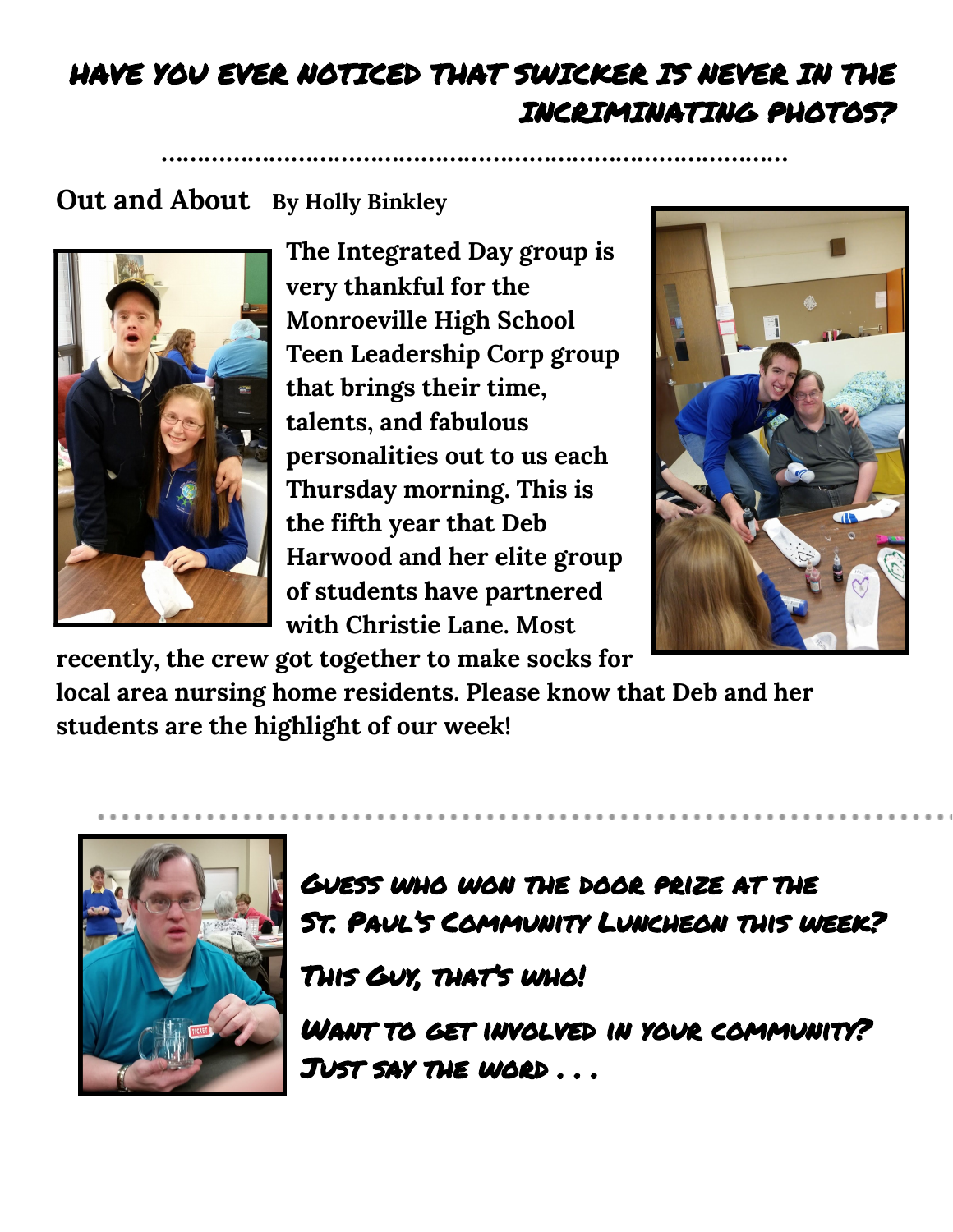HAVE YOU EVER NOTICED THAT SWICKER IS NEVER IN THE INCRIMINATING PHOTOS?

## Out and About

**By Holly Binkley**

The Integrated Day group is very thankful for the Monroeville High School Teen Leadership Corp group that brings their time, talents, and fabulous personalities out to us each Thursday morning. This is the fifth year that Deb Harwood and her elite group of students have partnered with Christie Lane. Most recently, the crew got together to make socks for local area nursing home residents. Please know that Deb and her students are the highlight of our week!

Guess who won the door prize at the St. Paul's Community Luncheon this week?

This Guy, that's who!

Want to get involved in your community? Just say the word . . .